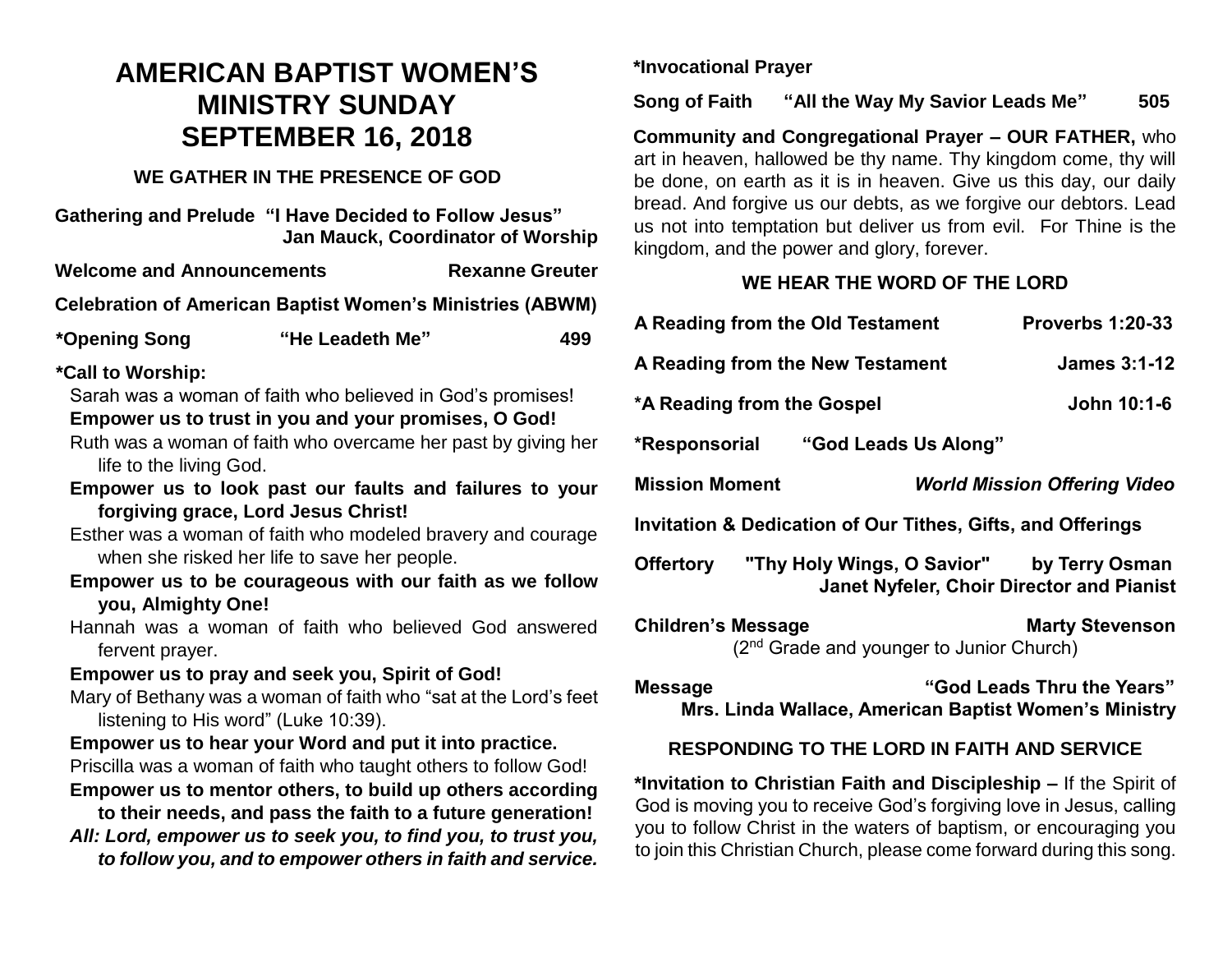# AMERICAN BAPTIST WOMEN'S MINISTRY SUNDAY SEPTEMBER 16, 2018

## WE GATHER IN THE PRESENCE OF GOD

**Gathering and Prelude "I Have Decided to Follow Jesus"**
**Jan Mauck, Coordinator of Worship**

**Welcome and Announcements** **Rexanne Greuter**

**Celebration of American Baptist Women's Ministries (ABWM)**

**\*Opening Song "He Leadeth Me" 499**

**\*Call to Worship:**

Sarah was a woman of faith who believed in God's promises!

**Empower us to trust in you and your promises, O God!**

Ruth was a woman of faith who overcame her past by giving her life to the living God.

**Empower us to look past our faults and failures to your forgiving grace, Lord Jesus Christ!**

Esther was a woman of faith who modeled bravery and courage when she risked her life to save her people.

**Empower us to be courageous with our faith as we follow you, Almighty One!**

Hannah was a woman of faith who believed God answered fervent prayer.

**Empower us to pray and seek you, Spirit of God!**

Mary of Bethany was a woman of faith who "sat at the Lord's feet listening to His word" (Luke 10:39).

**Empower us to hear your Word and put it into practice.**

Priscilla was a woman of faith who taught others to follow God!

**Empower us to mentor others, to build up others according to their needs, and pass the faith to a future generation!**

***All: Lord, empower us to seek you, to find you, to trust you, to follow you, and to empower others in faith and service.***

**\*Invocational Prayer**

**Song of Faith "All the Way My Savior Leads Me" 505**

**Community and Congregational Prayer – OUR FATHER,** who art in heaven, hallowed be thy name. Thy kingdom come, thy will be done, on earth as it is in heaven. Give us this day, our daily bread. And forgive us our debts, as we forgive our debtors. Lead us not into temptation but deliver us from evil. For Thine is the kingdom, and the power and glory, forever.

## WE HEAR THE WORD OF THE LORD

**A Reading from the Old Testament** **Proverbs 1:20-33**

**A Reading from the New Testament** **James 3:1-12**

**\*A Reading from the Gospel** **John 10:1-6**

**\*Responsorial "God Leads Us Along"**

**Mission Moment** ***World Mission Offering Video***

**Invitation & Dedication of Our Tithes, Gifts, and Offerings**

**Offertory "Thy Holy Wings, O Savior" by Terry Osman**
**Janet Nyfeler, Choir Director and Pianist**

**Children's Message** **Marty Stevenson**
(2nd Grade and younger to Junior Church)

**Message "God Leads Thru the Years"**
**Mrs. Linda Wallace, American Baptist Women's Ministry**

## RESPONDING TO THE LORD IN FAITH AND SERVICE

**\*Invitation to Christian Faith and Discipleship –** If the Spirit of God is moving you to receive God's forgiving love in Jesus, calling you to follow Christ in the waters of baptism, or encouraging you to join this Christian Church, please come forward during this song.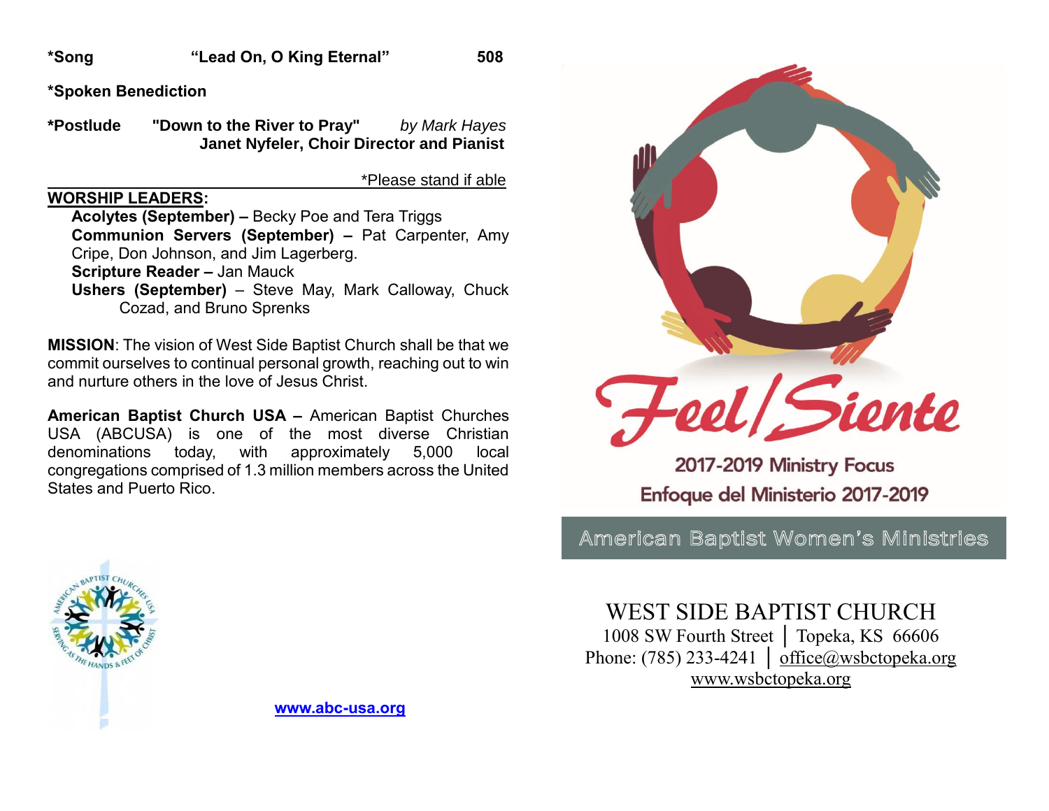**\*Song** **"Lead On, O King Eternal"** **508**

**\*Spoken Benediction**

**\*Postlude** **"Down to the River to Pray"** *by Mark Hayes*
**Janet Nyfeler, Choir Director and Pianist**

\*Please stand if able

**WORSHIP LEADERS:**

**Acolytes (September) –** Becky Poe and Tera Triggs
**Communion Servers (September) –** Pat Carpenter, Amy Cripe, Don Johnson, and Jim Lagerberg.
**Scripture Reader –** Jan Mauck
**Ushers (September)** – Steve May, Mark Calloway, Chuck Cozad, and Bruno Sprenks

**MISSION**: The vision of West Side Baptist Church shall be that we commit ourselves to continual personal growth, reaching out to win and nurture others in the love of Jesus Christ.

**American Baptist Church USA –** American Baptist Churches USA (ABCUSA) is one of the most diverse Christian denominations today, with approximately 5,000 local congregations comprised of 1.3 million members across the United States and Puerto Rico.

AMERICAN BAPTIST CHURCHES USA
SERVING AS THE HANDS & FEET OF CHRIST

**www.abc-usa.org**

Feel/Siente

2017-2019 Ministry Focus
Enfoque del Ministerio 2017-2019

American Baptist Women's Ministries

WEST SIDE BAPTIST CHURCH
1008 SW Fourth Street | Topeka, KS 66606
Phone: (785) 233-4241 | office@wsbctopeka.org
www.wsbctopeka.org